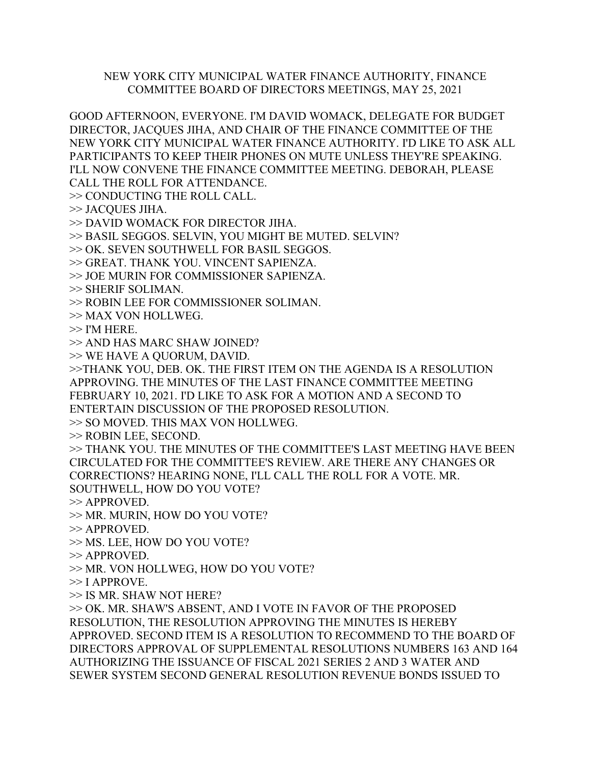# NEW YORK CITY MUNICIPAL WATER FINANCE AUTHORITY, FINANCE COMMITTEE BOARD OF DIRECTORS MEETINGS, MAY 25, 2021

GOOD AFTERNOON, EVERYONE. I'M DAVID WOMACK, DELEGATE FOR BUDGET DIRECTOR, JACQUES JIHA, AND CHAIR OF THE FINANCE COMMITTEE OF THE NEW YORK CITY MUNICIPAL WATER FINANCE AUTHORITY. I'D LIKE TO ASK ALL PARTICIPANTS TO KEEP THEIR PHONES ON MUTE UNLESS THEY'RE SPEAKING. I'LL NOW CONVENE THE FINANCE COMMITTEE MEETING. DEBORAH, PLEASE CALL THE ROLL FOR ATTENDANCE.

>> CONDUCTING THE ROLL CALL.

>> JACQUES JIHA.

>> DAVID WOMACK FOR DIRECTOR JIHA.

>> BASIL SEGGOS. SELVIN, YOU MIGHT BE MUTED. SELVIN?

>> OK. SEVEN SOUTHWELL FOR BASIL SEGGOS.

>> GREAT. THANK YOU. VINCENT SAPIENZA.

>> JOE MURIN FOR COMMISSIONER SAPIENZA.

>> SHERIF SOLIMAN.

>> ROBIN LEE FOR COMMISSIONER SOLIMAN.

>> MAX VON HOLLWEG.

>> I'M HERE.

>> AND HAS MARC SHAW JOINED?

>> WE HAVE A QUORUM, DAVID.

>>THANK YOU, DEB. OK. THE FIRST ITEM ON THE AGENDA IS A RESOLUTION APPROVING. THE MINUTES OF THE LAST FINANCE COMMITTEE MEETING FEBRUARY 10, 2021. I'D LIKE TO ASK FOR A MOTION AND A SECOND TO ENTERTAIN DISCUSSION OF THE PROPOSED RESOLUTION.

>> SO MOVED. THIS MAX VON HOLLWEG.

>> ROBIN LEE, SECOND.

>> THANK YOU. THE MINUTES OF THE COMMITTEE'S LAST MEETING HAVE BEEN CIRCULATED FOR THE COMMITTEE'S REVIEW. ARE THERE ANY CHANGES OR CORRECTIONS? HEARING NONE, I'LL CALL THE ROLL FOR A VOTE. MR. SOUTHWELL, HOW DO YOU VOTE?

>> APPROVED.

>> MR. MURIN, HOW DO YOU VOTE?

>> APPROVED.

>> MS. LEE, HOW DO YOU VOTE?

>> APPROVED.

>> MR. VON HOLLWEG, HOW DO YOU VOTE?

>> I APPROVE.

>> IS MR. SHAW NOT HERE?

>> OK. MR. SHAW'S ABSENT, AND I VOTE IN FAVOR OF THE PROPOSED RESOLUTION, THE RESOLUTION APPROVING THE MINUTES IS HEREBY APPROVED. SECOND ITEM IS A RESOLUTION TO RECOMMEND TO THE BOARD OF DIRECTORS APPROVAL OF SUPPLEMENTAL RESOLUTIONS NUMBERS 163 AND 164 AUTHORIZING THE ISSUANCE OF FISCAL 2021 SERIES 2 AND 3 WATER AND SEWER SYSTEM SECOND GENERAL RESOLUTION REVENUE BONDS ISSUED TO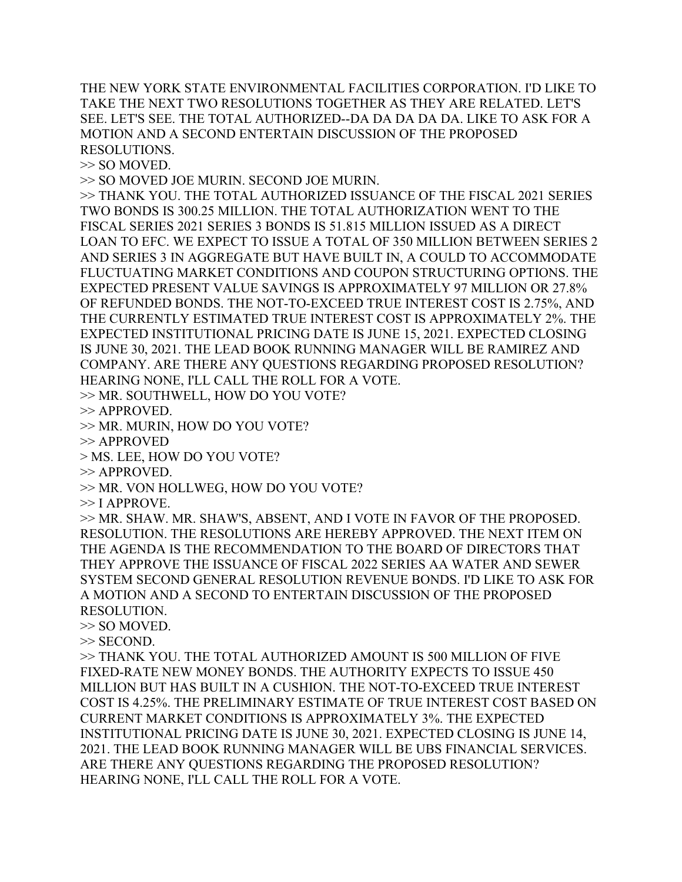THE NEW YORK STATE ENVIRONMENTAL FACILITIES CORPORATION. I'D LIKE TO TAKE THE NEXT TWO RESOLUTIONS TOGETHER AS THEY ARE RELATED. LET'S SEE. LET'S SEE. THE TOTAL AUTHORIZED--DA DA DA DA DA. LIKE TO ASK FOR A MOTION AND A SECOND ENTERTAIN DISCUSSION OF THE PROPOSED RESOLUTIONS.

>> SO MOVED.

>> SO MOVED JOE MURIN. SECOND JOE MURIN.

>> THANK YOU. THE TOTAL AUTHORIZED ISSUANCE OF THE FISCAL 2021 SERIES TWO BONDS IS 300.25 MILLION. THE TOTAL AUTHORIZATION WENT TO THE FISCAL SERIES 2021 SERIES 3 BONDS IS 51.815 MILLION ISSUED AS A DIRECT LOAN TO EFC. WE EXPECT TO ISSUE A TOTAL OF 350 MILLION BETWEEN SERIES 2 AND SERIES 3 IN AGGREGATE BUT HAVE BUILT IN, A COULD TO ACCOMMODATE FLUCTUATING MARKET CONDITIONS AND COUPON STRUCTURING OPTIONS. THE EXPECTED PRESENT VALUE SAVINGS IS APPROXIMATELY 97 MILLION OR 27.8% OF REFUNDED BONDS. THE NOT-TO-EXCEED TRUE INTEREST COST IS 2.75%, AND THE CURRENTLY ESTIMATED TRUE INTEREST COST IS APPROXIMATELY 2%. THE EXPECTED INSTITUTIONAL PRICING DATE IS JUNE 15, 2021. EXPECTED CLOSING IS JUNE 30, 2021. THE LEAD BOOK RUNNING MANAGER WILL BE RAMIREZ AND COMPANY. ARE THERE ANY QUESTIONS REGARDING PROPOSED RESOLUTION? HEARING NONE, I'LL CALL THE ROLL FOR A VOTE.

>> MR. SOUTHWELL, HOW DO YOU VOTE?

>> APPROVED.

>> MR. MURIN, HOW DO YOU VOTE?

>> APPROVED

> MS. LEE, HOW DO YOU VOTE?

>> APPROVED.

>> MR. VON HOLLWEG, HOW DO YOU VOTE?

>> I APPROVE.

>> MR. SHAW. MR. SHAW'S, ABSENT, AND I VOTE IN FAVOR OF THE PROPOSED. RESOLUTION. THE RESOLUTIONS ARE HEREBY APPROVED. THE NEXT ITEM ON THE AGENDA IS THE RECOMMENDATION TO THE BOARD OF DIRECTORS THAT THEY APPROVE THE ISSUANCE OF FISCAL 2022 SERIES AA WATER AND SEWER SYSTEM SECOND GENERAL RESOLUTION REVENUE BONDS. I'D LIKE TO ASK FOR A MOTION AND A SECOND TO ENTERTAIN DISCUSSION OF THE PROPOSED RESOLUTION.

>> SO MOVED.

>> SECOND.

>> THANK YOU. THE TOTAL AUTHORIZED AMOUNT IS 500 MILLION OF FIVE FIXED-RATE NEW MONEY BONDS. THE AUTHORITY EXPECTS TO ISSUE 450 MILLION BUT HAS BUILT IN A CUSHION. THE NOT-TO-EXCEED TRUE INTEREST COST IS 4.25%. THE PRELIMINARY ESTIMATE OF TRUE INTEREST COST BASED ON CURRENT MARKET CONDITIONS IS APPROXIMATELY 3%. THE EXPECTED INSTITUTIONAL PRICING DATE IS JUNE 30, 2021. EXPECTED CLOSING IS JUNE 14, 2021. THE LEAD BOOK RUNNING MANAGER WILL BE UBS FINANCIAL SERVICES. ARE THERE ANY QUESTIONS REGARDING THE PROPOSED RESOLUTION? HEARING NONE, I'LL CALL THE ROLL FOR A VOTE.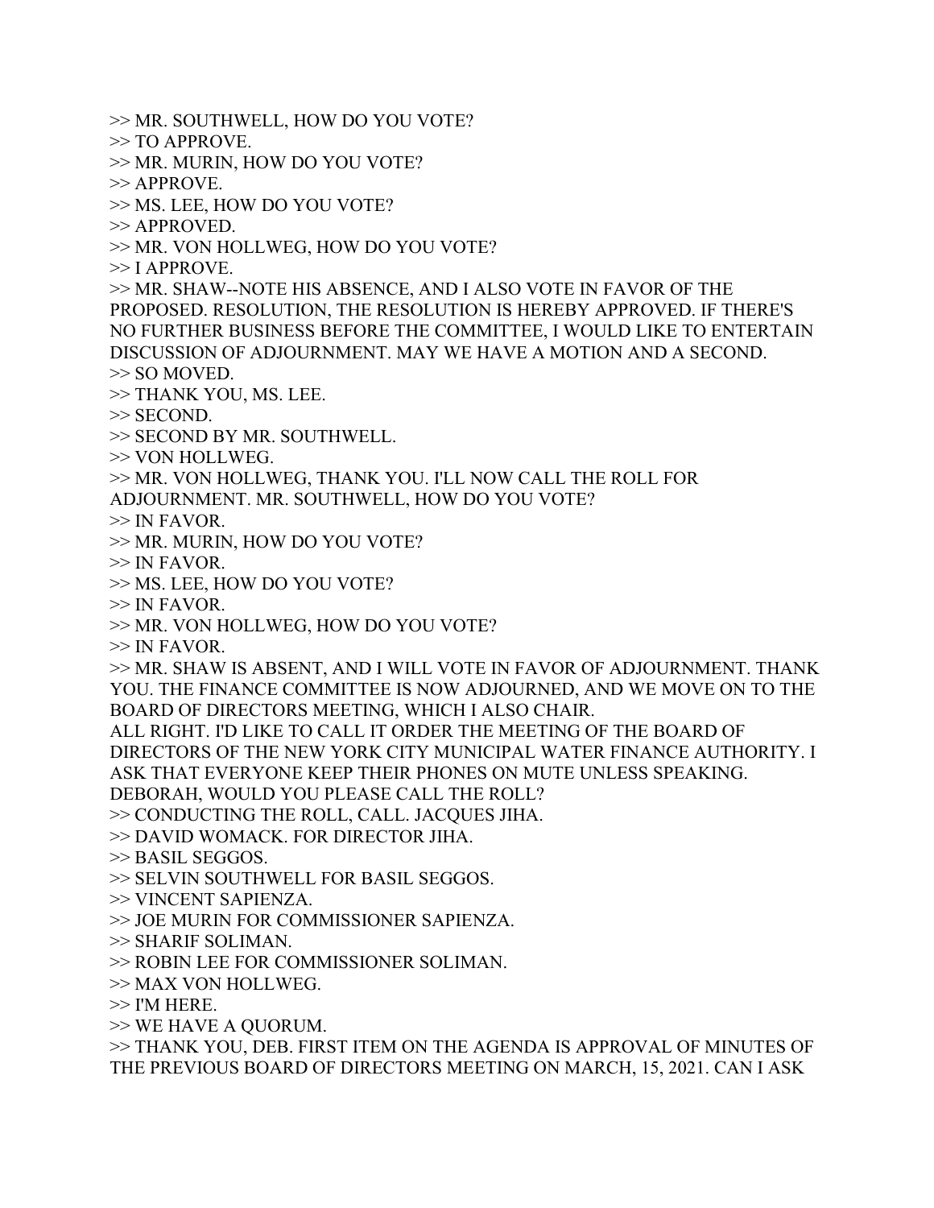>> MR. SOUTHWELL, HOW DO YOU VOTE?
>> TO APPROVE.
>> MR. MURIN, HOW DO YOU VOTE?
>> APPROVE.
>> MS. LEE, HOW DO YOU VOTE?
>> APPROVED.
>> MR. VON HOLLWEG, HOW DO YOU VOTE?
>> I APPROVE.
>> MR. SHAW--NOTE HIS ABSENCE, AND I ALSO VOTE IN FAVOR OF THE PROPOSED. RESOLUTION, THE RESOLUTION IS HEREBY APPROVED. IF THERE'S NO FURTHER BUSINESS BEFORE THE COMMITTEE, I WOULD LIKE TO ENTERTAIN DISCUSSION OF ADJOURNMENT. MAY WE HAVE A MOTION AND A SECOND.
>> SO MOVED.
>> THANK YOU, MS. LEE.
>> SECOND.
>> SECOND BY MR. SOUTHWELL.
>> VON HOLLWEG.
>> MR. VON HOLLWEG, THANK YOU. I'LL NOW CALL THE ROLL FOR ADJOURNMENT. MR. SOUTHWELL, HOW DO YOU VOTE?
>> IN FAVOR.
>> MR. MURIN, HOW DO YOU VOTE?
>> IN FAVOR.
>> MS. LEE, HOW DO YOU VOTE?
>> IN FAVOR.
>> MR. VON HOLLWEG, HOW DO YOU VOTE?
>> IN FAVOR.
>> MR. SHAW IS ABSENT, AND I WILL VOTE IN FAVOR OF ADJOURNMENT. THANK YOU. THE FINANCE COMMITTEE IS NOW ADJOURNED, AND WE MOVE ON TO THE BOARD OF DIRECTORS MEETING, WHICH I ALSO CHAIR.
ALL RIGHT. I'D LIKE TO CALL IT ORDER THE MEETING OF THE BOARD OF DIRECTORS OF THE NEW YORK CITY MUNICIPAL WATER FINANCE AUTHORITY. I ASK THAT EVERYONE KEEP THEIR PHONES ON MUTE UNLESS SPEAKING. DEBORAH, WOULD YOU PLEASE CALL THE ROLL?
>> CONDUCTING THE ROLL, CALL. JACQUES JIHA.
>> DAVID WOMACK. FOR DIRECTOR JIHA.
>> BASIL SEGGOS.
>> SELVIN SOUTHWELL FOR BASIL SEGGOS.
>> VINCENT SAPIENZA.
>> JOE MURIN FOR COMMISSIONER SAPIENZA.
>> SHARIF SOLIMAN.
>> ROBIN LEE FOR COMMISSIONER SOLIMAN.
>> MAX VON HOLLWEG.
>> I'M HERE.
>> WE HAVE A QUORUM.
>> THANK YOU, DEB. FIRST ITEM ON THE AGENDA IS APPROVAL OF MINUTES OF THE PREVIOUS BOARD OF DIRECTORS MEETING ON MARCH, 15, 2021. CAN I ASK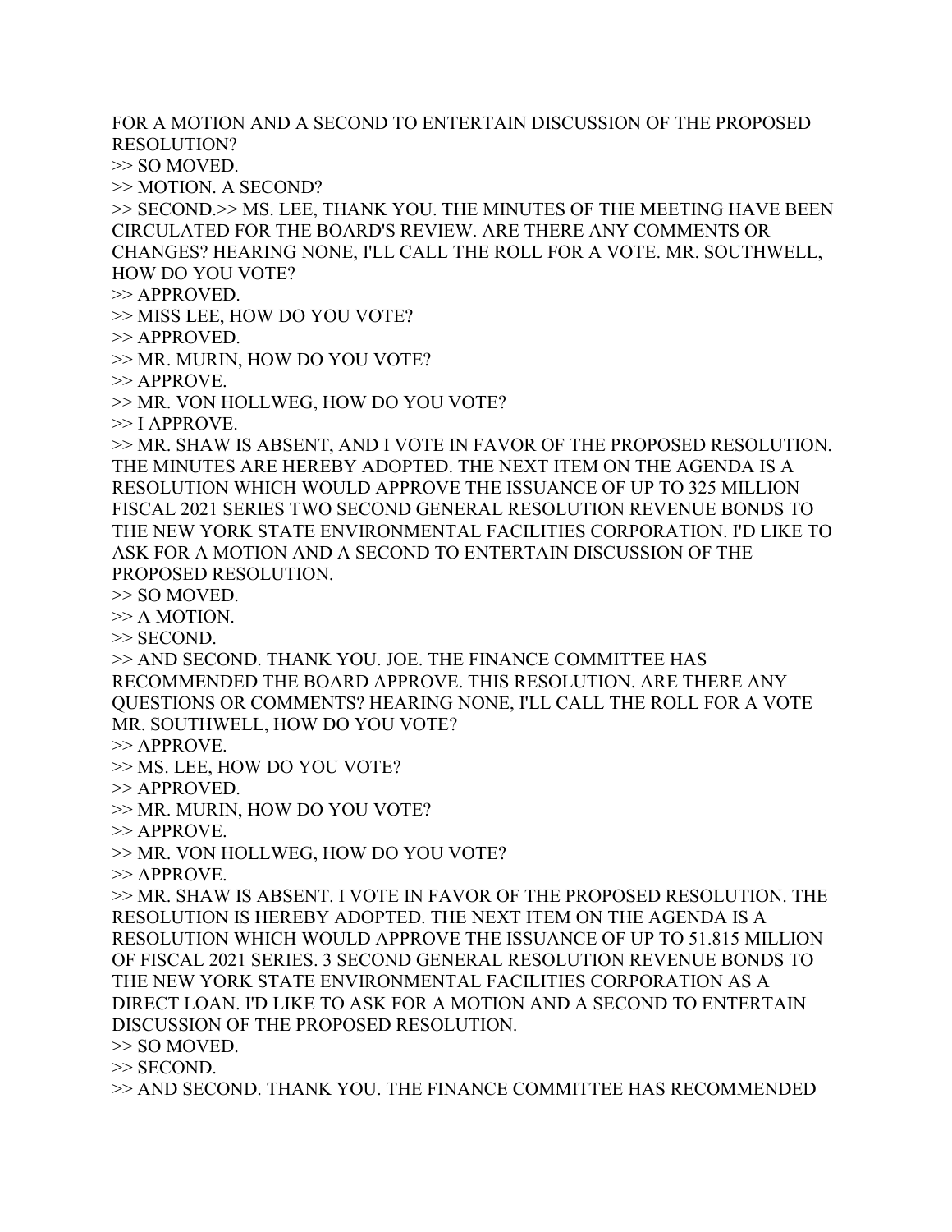FOR A MOTION AND A SECOND TO ENTERTAIN DISCUSSION OF THE PROPOSED RESOLUTION?

>> SO MOVED.

>> MOTION. A SECOND?

>> SECOND.>> MS. LEE, THANK YOU. THE MINUTES OF THE MEETING HAVE BEEN CIRCULATED FOR THE BOARD'S REVIEW. ARE THERE ANY COMMENTS OR CHANGES? HEARING NONE, I'LL CALL THE ROLL FOR A VOTE. MR. SOUTHWELL, HOW DO YOU VOTE?

>> APPROVED.

>> MISS LEE, HOW DO YOU VOTE?

>> APPROVED.

>> MR. MURIN, HOW DO YOU VOTE?

>> APPROVE.

>> MR. VON HOLLWEG, HOW DO YOU VOTE?

>> I APPROVE.

>> MR. SHAW IS ABSENT, AND I VOTE IN FAVOR OF THE PROPOSED RESOLUTION. THE MINUTES ARE HEREBY ADOPTED. THE NEXT ITEM ON THE AGENDA IS A RESOLUTION WHICH WOULD APPROVE THE ISSUANCE OF UP TO 325 MILLION FISCAL 2021 SERIES TWO SECOND GENERAL RESOLUTION REVENUE BONDS TO THE NEW YORK STATE ENVIRONMENTAL FACILITIES CORPORATION. I'D LIKE TO ASK FOR A MOTION AND A SECOND TO ENTERTAIN DISCUSSION OF THE PROPOSED RESOLUTION.

>> SO MOVED.

>> A MOTION.

>> SECOND.

>> AND SECOND. THANK YOU. JOE. THE FINANCE COMMITTEE HAS RECOMMENDED THE BOARD APPROVE. THIS RESOLUTION. ARE THERE ANY QUESTIONS OR COMMENTS? HEARING NONE, I'LL CALL THE ROLL FOR A VOTE MR. SOUTHWELL, HOW DO YOU VOTE?

>> APPROVE.

>> MS. LEE, HOW DO YOU VOTE?

>> APPROVED.

>> MR. MURIN, HOW DO YOU VOTE?

>> APPROVE.

>> MR. VON HOLLWEG, HOW DO YOU VOTE?

>> APPROVE.

>> MR. SHAW IS ABSENT. I VOTE IN FAVOR OF THE PROPOSED RESOLUTION. THE RESOLUTION IS HEREBY ADOPTED. THE NEXT ITEM ON THE AGENDA IS A RESOLUTION WHICH WOULD APPROVE THE ISSUANCE OF UP TO 51.815 MILLION OF FISCAL 2021 SERIES. 3 SECOND GENERAL RESOLUTION REVENUE BONDS TO THE NEW YORK STATE ENVIRONMENTAL FACILITIES CORPORATION AS A DIRECT LOAN. I'D LIKE TO ASK FOR A MOTION AND A SECOND TO ENTERTAIN DISCUSSION OF THE PROPOSED RESOLUTION.

>> SO MOVED.

>> SECOND.

>> AND SECOND. THANK YOU. THE FINANCE COMMITTEE HAS RECOMMENDED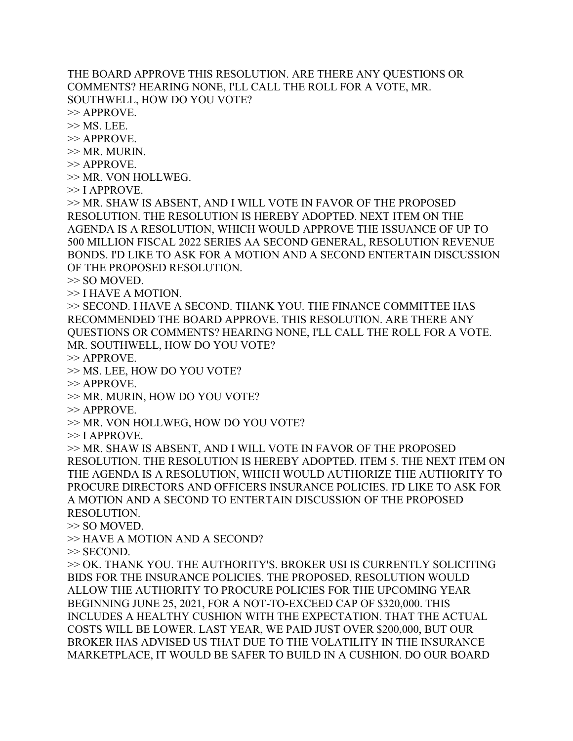THE BOARD APPROVE THIS RESOLUTION. ARE THERE ANY QUESTIONS OR COMMENTS? HEARING NONE, I'LL CALL THE ROLL FOR A VOTE, MR. SOUTHWELL, HOW DO YOU VOTE?
>> APPROVE.
>> MS. LEE.
>> APPROVE.
>> MR. MURIN.
>> APPROVE.
>> MR. VON HOLLWEG.
>> I APPROVE.
>> MR. SHAW IS ABSENT, AND I WILL VOTE IN FAVOR OF THE PROPOSED RESOLUTION. THE RESOLUTION IS HEREBY ADOPTED. NEXT ITEM ON THE AGENDA IS A RESOLUTION, WHICH WOULD APPROVE THE ISSUANCE OF UP TO 500 MILLION FISCAL 2022 SERIES AA SECOND GENERAL, RESOLUTION REVENUE BONDS. I'D LIKE TO ASK FOR A MOTION AND A SECOND ENTERTAIN DISCUSSION OF THE PROPOSED RESOLUTION.
>> SO MOVED.
>> I HAVE A MOTION.
>> SECOND. I HAVE A SECOND. THANK YOU. THE FINANCE COMMITTEE HAS RECOMMENDED THE BOARD APPROVE. THIS RESOLUTION. ARE THERE ANY QUESTIONS OR COMMENTS? HEARING NONE, I'LL CALL THE ROLL FOR A VOTE. MR. SOUTHWELL, HOW DO YOU VOTE?
>> APPROVE.
>> MS. LEE, HOW DO YOU VOTE?
>> APPROVE.
>> MR. MURIN, HOW DO YOU VOTE?
>> APPROVE.
>> MR. VON HOLLWEG, HOW DO YOU VOTE?
>> I APPROVE.
>> MR. SHAW IS ABSENT, AND I WILL VOTE IN FAVOR OF THE PROPOSED RESOLUTION. THE RESOLUTION IS HEREBY ADOPTED. ITEM 5. THE NEXT ITEM ON THE AGENDA IS A RESOLUTION, WHICH WOULD AUTHORIZE THE AUTHORITY TO PROCURE DIRECTORS AND OFFICERS INSURANCE POLICIES. I'D LIKE TO ASK FOR A MOTION AND A SECOND TO ENTERTAIN DISCUSSION OF THE PROPOSED RESOLUTION.
>> SO MOVED.
>> HAVE A MOTION AND A SECOND?
>> SECOND.
>> OK. THANK YOU. THE AUTHORITY'S. BROKER USI IS CURRENTLY SOLICITING BIDS FOR THE INSURANCE POLICIES. THE PROPOSED, RESOLUTION WOULD ALLOW THE AUTHORITY TO PROCURE POLICIES FOR THE UPCOMING YEAR BEGINNING JUNE 25, 2021, FOR A NOT-TO-EXCEED CAP OF $320,000. THIS INCLUDES A HEALTHY CUSHION WITH THE EXPECTATION. THAT THE ACTUAL COSTS WILL BE LOWER. LAST YEAR, WE PAID JUST OVER $200,000, BUT OUR BROKER HAS ADVISED US THAT DUE TO THE VOLATILITY IN THE INSURANCE MARKETPLACE, IT WOULD BE SAFER TO BUILD IN A CUSHION. DO OUR BOARD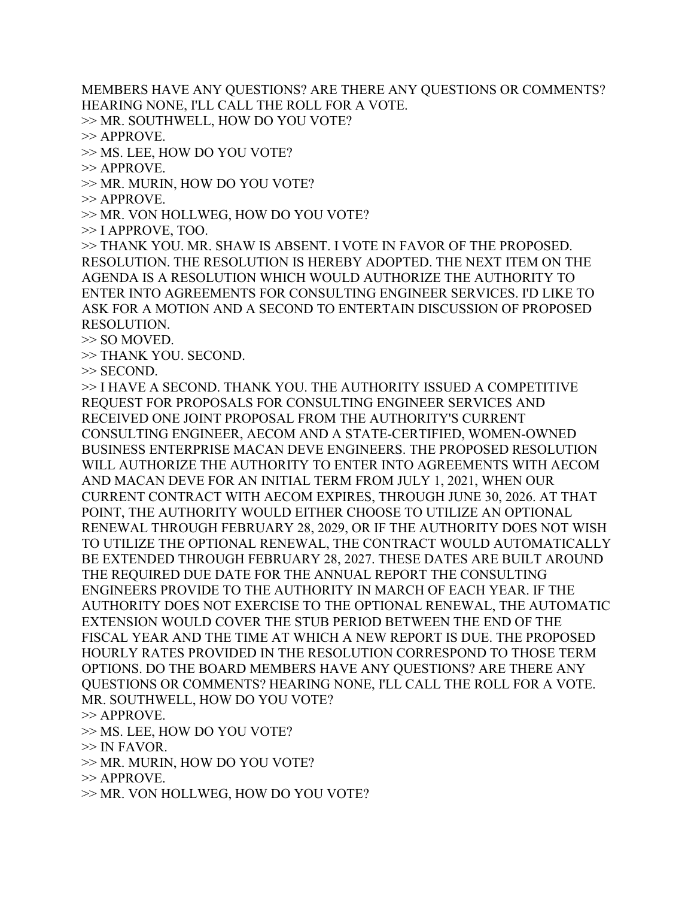MEMBERS HAVE ANY QUESTIONS? ARE THERE ANY QUESTIONS OR COMMENTS? HEARING NONE, I'LL CALL THE ROLL FOR A VOTE.

>> MR. SOUTHWELL, HOW DO YOU VOTE?

>> APPROVE.

>> MS. LEE, HOW DO YOU VOTE?

>> APPROVE.

>> MR. MURIN, HOW DO YOU VOTE?

>> APPROVE.

>> MR. VON HOLLWEG, HOW DO YOU VOTE?

>> I APPROVE, TOO.

>> THANK YOU. MR. SHAW IS ABSENT. I VOTE IN FAVOR OF THE PROPOSED. RESOLUTION. THE RESOLUTION IS HEREBY ADOPTED. THE NEXT ITEM ON THE AGENDA IS A RESOLUTION WHICH WOULD AUTHORIZE THE AUTHORITY TO ENTER INTO AGREEMENTS FOR CONSULTING ENGINEER SERVICES. I'D LIKE TO ASK FOR A MOTION AND A SECOND TO ENTERTAIN DISCUSSION OF PROPOSED RESOLUTION.

>> SO MOVED.

>> THANK YOU. SECOND.

>> SECOND.

>> I HAVE A SECOND. THANK YOU. THE AUTHORITY ISSUED A COMPETITIVE REQUEST FOR PROPOSALS FOR CONSULTING ENGINEER SERVICES AND RECEIVED ONE JOINT PROPOSAL FROM THE AUTHORITY'S CURRENT CONSULTING ENGINEER, AECOM AND A STATE-CERTIFIED, WOMEN-OWNED BUSINESS ENTERPRISE MACAN DEVE ENGINEERS. THE PROPOSED RESOLUTION WILL AUTHORIZE THE AUTHORITY TO ENTER INTO AGREEMENTS WITH AECOM AND MACAN DEVE FOR AN INITIAL TERM FROM JULY 1, 2021, WHEN OUR CURRENT CONTRACT WITH AECOM EXPIRES, THROUGH JUNE 30, 2026. AT THAT POINT, THE AUTHORITY WOULD EITHER CHOOSE TO UTILIZE AN OPTIONAL RENEWAL THROUGH FEBRUARY 28, 2029, OR IF THE AUTHORITY DOES NOT WISH TO UTILIZE THE OPTIONAL RENEWAL, THE CONTRACT WOULD AUTOMATICALLY BE EXTENDED THROUGH FEBRUARY 28, 2027. THESE DATES ARE BUILT AROUND THE REQUIRED DUE DATE FOR THE ANNUAL REPORT THE CONSULTING ENGINEERS PROVIDE TO THE AUTHORITY IN MARCH OF EACH YEAR. IF THE AUTHORITY DOES NOT EXERCISE TO THE OPTIONAL RENEWAL, THE AUTOMATIC EXTENSION WOULD COVER THE STUB PERIOD BETWEEN THE END OF THE FISCAL YEAR AND THE TIME AT WHICH A NEW REPORT IS DUE. THE PROPOSED HOURLY RATES PROVIDED IN THE RESOLUTION CORRESPOND TO THOSE TERM OPTIONS. DO THE BOARD MEMBERS HAVE ANY QUESTIONS? ARE THERE ANY QUESTIONS OR COMMENTS? HEARING NONE, I'LL CALL THE ROLL FOR A VOTE. MR. SOUTHWELL, HOW DO YOU VOTE?

>> APPROVE.

>> MS. LEE, HOW DO YOU VOTE?

>> IN FAVOR.

>> MR. MURIN, HOW DO YOU VOTE?

>> APPROVE.

>> MR. VON HOLLWEG, HOW DO YOU VOTE?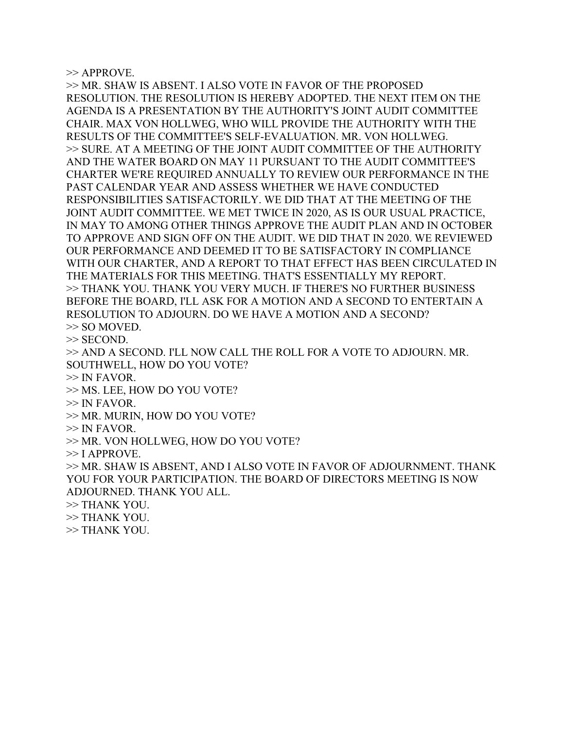>> APPROVE.
>> MR. SHAW IS ABSENT. I ALSO VOTE IN FAVOR OF THE PROPOSED RESOLUTION. THE RESOLUTION IS HEREBY ADOPTED. THE NEXT ITEM ON THE AGENDA IS A PRESENTATION BY THE AUTHORITY'S JOINT AUDIT COMMITTEE CHAIR. MAX VON HOLLWEG, WHO WILL PROVIDE THE AUTHORITY WITH THE RESULTS OF THE COMMITTEE'S SELF-EVALUATION. MR. VON HOLLWEG.
>> SURE. AT A MEETING OF THE JOINT AUDIT COMMITTEE OF THE AUTHORITY AND THE WATER BOARD ON MAY 11 PURSUANT TO THE AUDIT COMMITTEE'S CHARTER WE'RE REQUIRED ANNUALLY TO REVIEW OUR PERFORMANCE IN THE PAST CALENDAR YEAR AND ASSESS WHETHER WE HAVE CONDUCTED RESPONSIBILITIES SATISFACTORILY. WE DID THAT AT THE MEETING OF THE JOINT AUDIT COMMITTEE. WE MET TWICE IN 2020, AS IS OUR USUAL PRACTICE, IN MAY TO AMONG OTHER THINGS APPROVE THE AUDIT PLAN AND IN OCTOBER TO APPROVE AND SIGN OFF ON THE AUDIT. WE DID THAT IN 2020. WE REVIEWED OUR PERFORMANCE AND DEEMED IT TO BE SATISFACTORY IN COMPLIANCE WITH OUR CHARTER, AND A REPORT TO THAT EFFECT HAS BEEN CIRCULATED IN THE MATERIALS FOR THIS MEETING. THAT'S ESSENTIALLY MY REPORT.
>> THANK YOU. THANK YOU VERY MUCH. IF THERE'S NO FURTHER BUSINESS BEFORE THE BOARD, I'LL ASK FOR A MOTION AND A SECOND TO ENTERTAIN A RESOLUTION TO ADJOURN. DO WE HAVE A MOTION AND A SECOND?
>> SO MOVED.
>> SECOND.
>> AND A SECOND. I'LL NOW CALL THE ROLL FOR A VOTE TO ADJOURN. MR. SOUTHWELL, HOW DO YOU VOTE?
>> IN FAVOR.
>> MS. LEE, HOW DO YOU VOTE?
>> IN FAVOR.
>> MR. MURIN, HOW DO YOU VOTE?
>> IN FAVOR.
>> MR. VON HOLLWEG, HOW DO YOU VOTE?
>> I APPROVE.
>> MR. SHAW IS ABSENT, AND I ALSO VOTE IN FAVOR OF ADJOURNMENT. THANK YOU FOR YOUR PARTICIPATION. THE BOARD OF DIRECTORS MEETING IS NOW ADJOURNED. THANK YOU ALL.
>> THANK YOU.
>> THANK YOU.
>> THANK YOU.